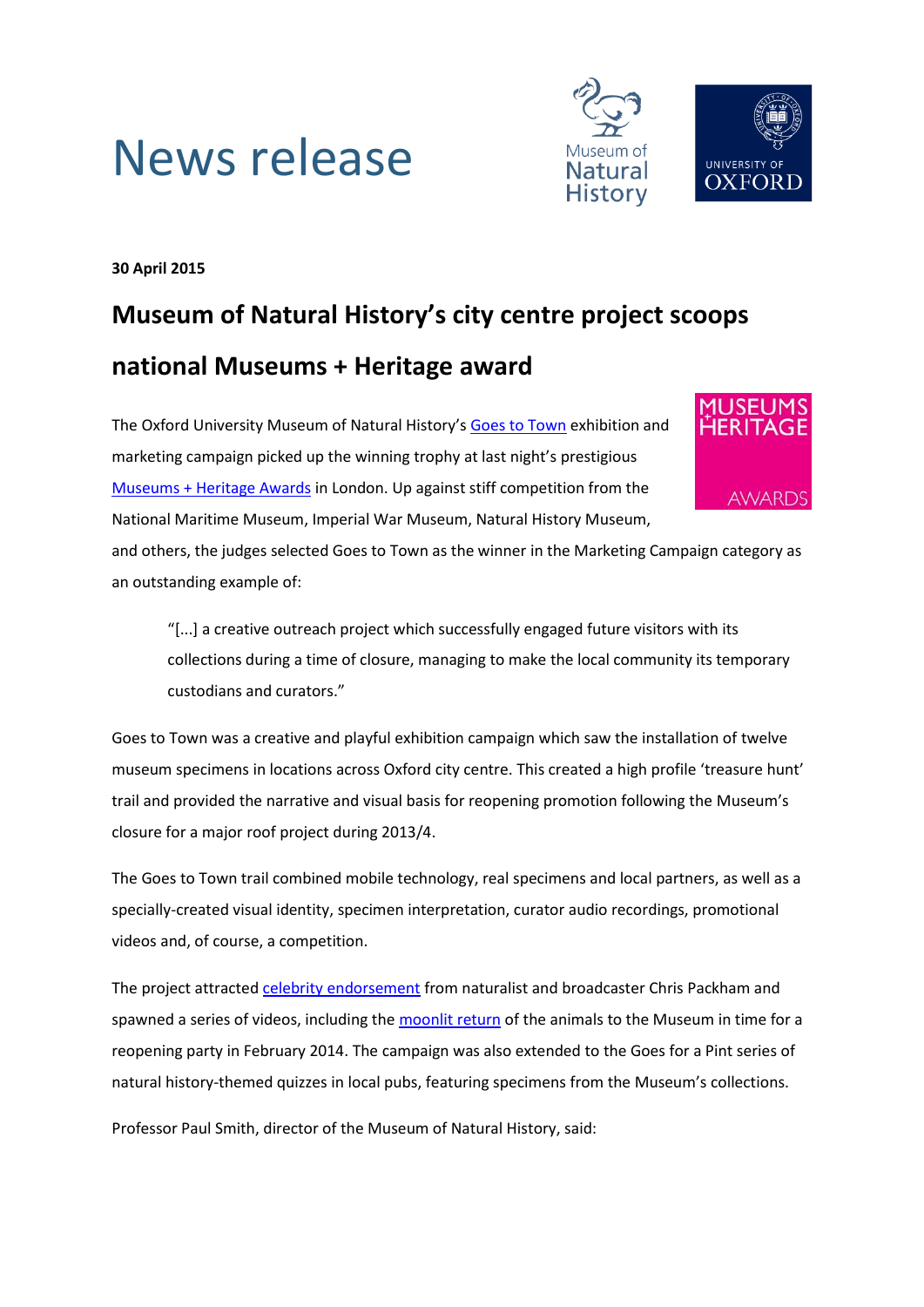# News release

**30 April 2015**

## Museum of Natural History's city centre project scoops national Museums + Heritage award

The Oxford University Museum of Natural History's Goes to Town exhibition and marketing campaign picked up the winning trophy at last night's prestigious Museums + Heritage Awards in London. Up against stiff competition from the National Maritime Museum, Imperial War Museum, Natural History Museum, and others, the judges selected Goes to Town as the winner in the Marketing Campaign category as an outstanding example of:

> "[...] a creative outreach project which successfully engaged future visitors with its collections during a time of closure, managing to make the local community its temporary custodians and curators."

Goes to Town was a creative and playful exhibition campaign which saw the installation of twelve museum specimens in locations across Oxford city centre. This created a high profile 'treasure hunt' trail and provided the narrative and visual basis for reopening promotion following the Museum's closure for a major roof project during 2013/4.

The Goes to Town trail combined mobile technology, real specimens and local partners, as well as a specially-created visual identity, specimen interpretation, curator audio recordings, promotional videos and, of course, a competition.

The project attracted celebrity endorsement from naturalist and broadcaster Chris Packham and spawned a series of videos, including the moonlit return of the animals to the Museum in time for a reopening party in February 2014. The campaign was also extended to the Goes for a Pint series of natural history-themed quizzes in local pubs, featuring specimens from the Museum's collections.

Professor Paul Smith, director of the Museum of Natural History, said: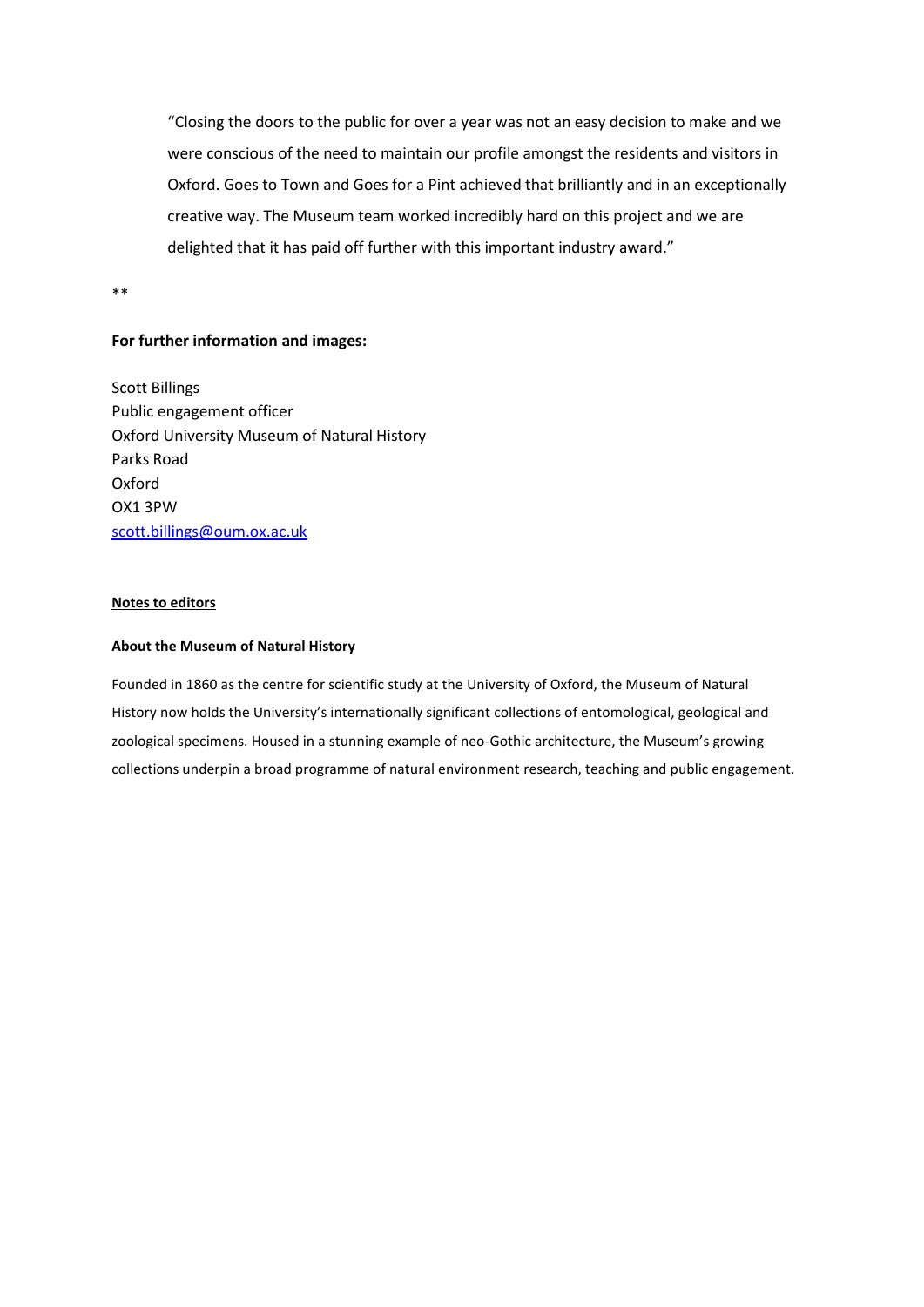"Closing the doors to the public for over a year was not an easy decision to make and we were conscious of the need to maintain our profile amongst the residents and visitors in Oxford. Goes to Town and Goes for a Pint achieved that brilliantly and in an exceptionally creative way. The Museum team worked incredibly hard on this project and we are delighted that it has paid off further with this important industry award."

**

**For further information and images:**

Scott Billings  
Public engagement officer  
Oxford University Museum of Natural History  
Parks Road  
Oxford  
OX1 3PW  
scott.billings@oum.ox.ac.uk

**Notes to editors**

**About the Museum of Natural History**

Founded in 1860 as the centre for scientific study at the University of Oxford, the Museum of Natural History now holds the University's internationally significant collections of entomological, geological and zoological specimens. Housed in a stunning example of neo-Gothic architecture, the Museum's growing collections underpin a broad programme of natural environment research, teaching and public engagement.